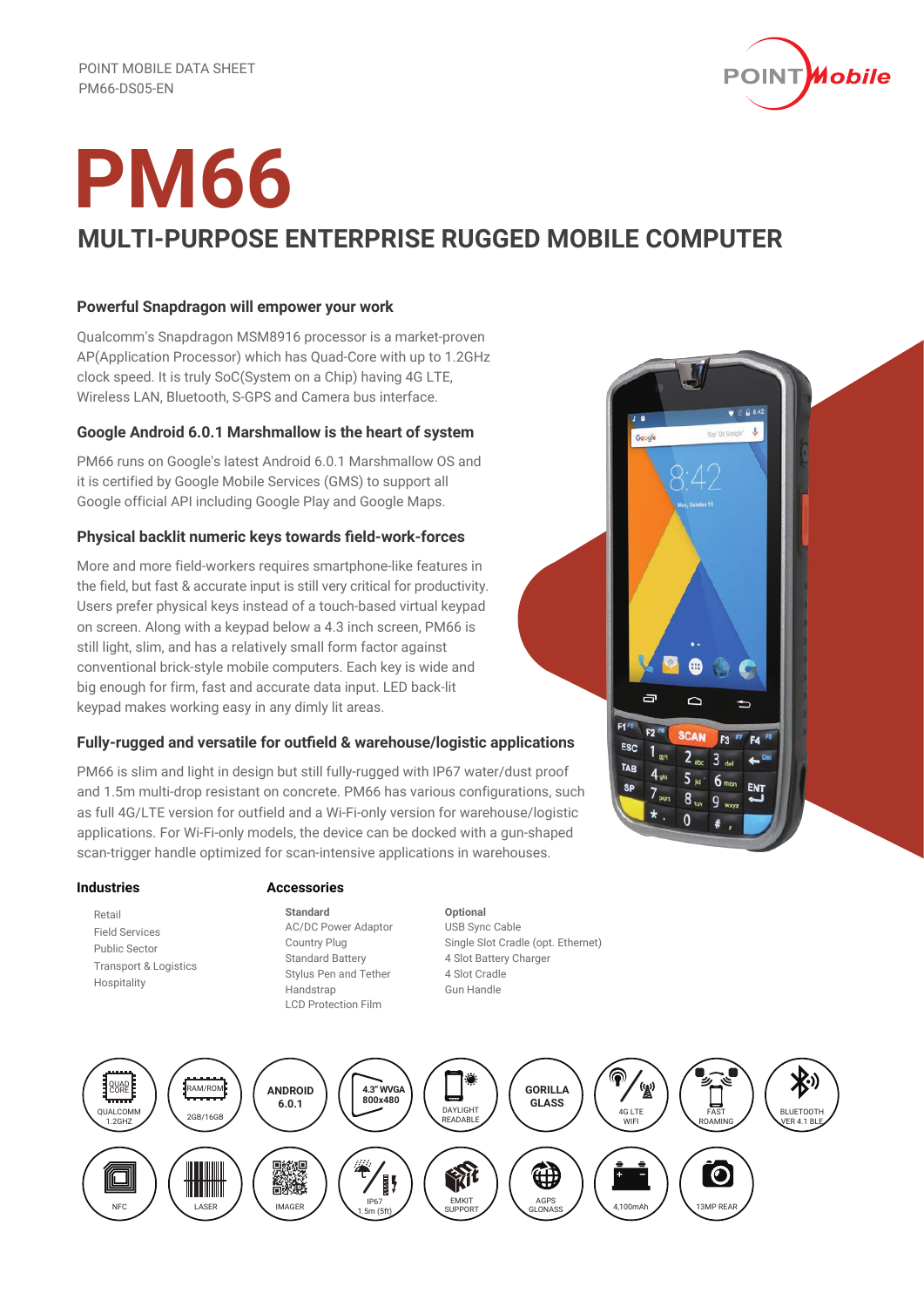POINT MOBILE DATA SHEET
PM66-DS05-EN

# PM66

## MULTI-PURPOSE ENTERPRISE RUGGED MOBILE COMPUTER

### Powerful Snapdragon will empower your work

Qualcomm's Snapdragon MSM8916 processor is a market-proven AP(Application Processor) which has Quad-Core with up to 1.2GHz clock speed. It is truly SoC(System on a Chip) having 4G LTE, Wireless LAN, Bluetooth, S-GPS and Camera bus interface.

### Google Android 6.0.1 Marshmallow is the heart of system

PM66 runs on Google's latest Android 6.0.1 Marshmallow OS and it is certified by Google Mobile Services (GMS) to support all Google official API including Google Play and Google Maps.

### Physical backlit numeric keys towards field-work-forces

More and more field-workers requires smartphone-like features in the field, but fast & accurate input is still very critical for productivity. Users prefer physical keys instead of a touch-based virtual keypad on screen. Along with a keypad below a 4.3 inch screen, PM66 is still light, slim, and has a relatively small form factor against conventional brick-style mobile computers. Each key is wide and big enough for firm, fast and accurate data input. LED back-lit keypad makes working easy in any dimly lit areas.

### Fully-rugged and versatile for outfield & warehouse/logistic applications

PM66 is slim and light in design but still fully-rugged with IP67 water/dust proof and 1.5m multi-drop resistant on concrete. PM66 has various configurations, such as full 4G/LTE version for outfield and a Wi-Fi-only version for warehouse/logistic applications. For Wi-Fi-only models, the device can be docked with a gun-shaped scan-trigger handle optimized for scan-intensive applications in warehouses.

### Industries

- Retail
- Field Services
- Public Sector
- Transport & Logistics
- Hospitality

### Accessories

**Standard**
- AC/DC Power Adaptor
- Country Plug
- Standard Battery
- Stylus Pen and Tether
- Handstrap
- LCD Protection Film

**Optional**
- USB Sync Cable
- Single Slot Cradle (opt. Ethernet)
- 4 Slot Battery Charger
- 4 Slot Cradle
- Gun Handle

QUAD CORE QUALCOMM 1.2GHZ | RAM/ROM 2GB/16GB | ANDROID 6.0.1 | 4.3" WVGA 800x480 | DAYLIGHT READABLE | GORILLA GLASS | 4G LTE WIFI | FAST ROAMING | BLUETOOTH VER 4.1 BLE

NFC | LASER | IMAGER | IP67 1.5m (5ft) | EMKIT SUPPORT | AGPS GLONASS | 4,100mAh | 13MP REAR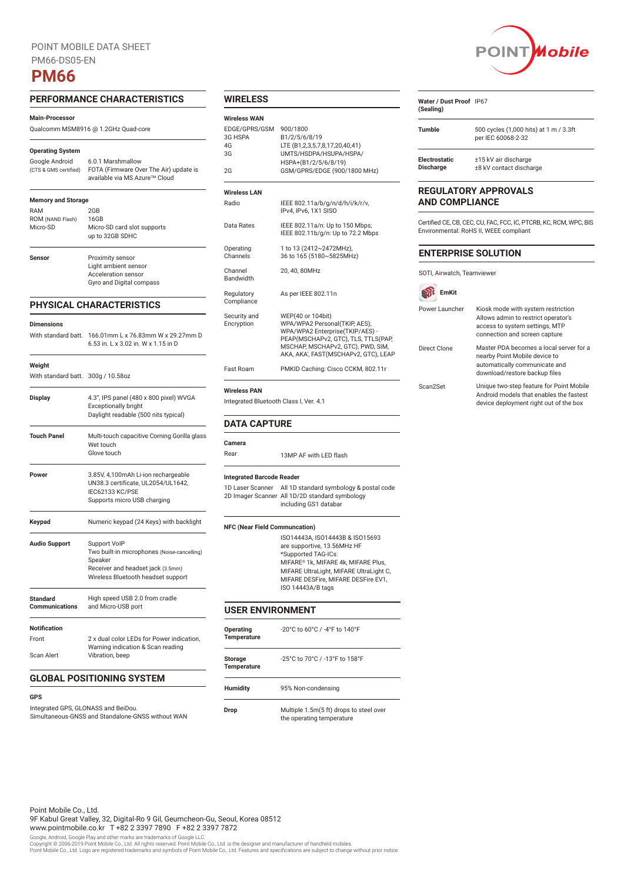POINT MOBILE DATA SHEET
PM66-DS05-EN

# PM66

## PERFORMANCE CHARACTERISTICS

**Main-Processor**

Qualcomm MSM8916 @ 1.2GHz Quad-core

**Operating System**

| | |
|---|---|
| Google Android (CTS & GMS certified) | 6.0.1 Marshmallow<br>FOTA (Firmware Over The Air) update is available via MS Azure™ Cloud |

**Memory and Storage**

| | |
|---|---|
| RAM | 2GB |
| ROM (NAND Flash) | 16GB |
| Micro-SD | Micro-SD card slot supports up to 32GB SDHC |

| | |
|---|---|
| **Sensor** | Proximity sensor<br>Light ambient sensor<br>Acceleration sensor<br>Gyro and Digital compass |

## PHYSICAL CHARACTERISTICS

**Dimensions**

| | |
|---|---|
| With standard batt. | 166.01mm L x 76.83mm W x 29.27mm D<br>6.53 in. L x 3.02 in. W x 1.15 in D |

**Weight**

| | |
|---|---|
| With standard batt. | 300g / 10.58oz |

| | |
|---|---|
| **Display** | 4.3", IPS panel (480 x 800 pixel) WVGA<br>Exceptionally bright<br>Daylight readable (500 nits typical) |
| **Touch Panel** | Multi-touch capacitive Corning Gorilla glass<br>Wet touch<br>Glove touch |
| **Power** | 3.85V, 4,100mAh Li-ion rechargeable<br>UN38.3 certificate, UL2054/UL1642, IEC62133 KC/PSE<br>Supports micro USB charging |
| **Keypad** | Numeric keypad (24 Keys) with backlight |
| **Audio Support** | Support VoIP<br>Two built-in microphones (Noise-cancelling)<br>Speaker<br>Receiver and headset jack (3.5mm)<br>Wireless Bluetooth headset support |
| **Standard Communications** | High speed USB 2.0 from cradle and Micro-USB port |

**Notification**

| | |
|---|---|
| Front | 2 x dual color LEDs for Power indication, Warning indication & Scan reading |
| Scan Alert | Vibration, beep |

## GLOBAL POSITIONING SYSTEM

**GPS**

Integrated GPS, GLONASS and BeiDou.
Simultaneous-GNSS and Standalone-GNSS without WAN

## WIRELESS

**Wireless WAN**

| | |
|---|---|
| EDGE/GPRS/GSM | 900/1800 |
| 3G HSPA | B1/2/5/6/8/19 |
| 4G | LTE (B1,2,3,5,7,8,17,20,40,41) |
| 3G | UMTS/HSDPA/HSUPA/HSPA/ HSPA+(B1/2/5/6/8/19) |
| 2G | GSM/GPRS/EDGE (900/1800 MHz) |

**Wireless LAN**

| | |
|---|---|
| Radio | IEEE 802.11a/b/g/n/d/h/i/k/r/v, IPv4, IPv6, 1X1 SISO |
| Data Rates | IEEE 802.11a/n: Up to 150 Mbps;<br>IEEE 802.11b/g/n: Up to 72.2 Mbps |
| Operating Channels | 1 to 13 (2412~2472MHz),<br>36 to 165 (5180~5825MHz) |
| Channel Bandwidth | 20, 40, 80MHz |
| Regulatory Compliance | As per IEEE 802.11n |
| Security and Encryption | WEP(40 or 104bit)<br>WPA/WPA2 Personal(TKIP, AES);<br>WPA/WPA2 Enterprise(TKIP/AES) - PEAP(MSCHAPv2, GTC), TLS, TTLS(PAP, MSCHAP, MSCHAPv2, GTC), PWD, SIM, AKA, AKA', FAST(MSCHAPv2, GTC), LEAP |
| Fast Roam | PMKID Caching: Cisco CCKM, 802.11r |

**Wireless PAN**

Integrated Bluetooth Class I, Ver. 4.1

## DATA CAPTURE

**Camera**

| | |
|---|---|
| Rear | 13MP AF with LED flash |

**Integrated Barcode Reader**

| | |
|---|---|
| 1D Laser Scanner | All 1D standard symbology & postal code |
| 2D Imager Scanner | All 1D/2D standard symbology including GS1 databar |

**NFC (Near Field Communcation)**

ISO14443A, ISO14443B & ISO15693 are supportive, 13.56MHz HF
*Supported TAG-ICs:
MIFARE® 1k, MIFARE 4k, MIFARE Plus, MIFARE UltraLight, MIFARE UltraLight C, MIFARE DESFire, MIFARE DESFire EV1, ISO 14443A/B tags

## USER ENVIRONMENT

| | |
|---|---|
| **Operating Temperature** | -20°C to 60°C / -4°F to 140°F |
| **Storage Temperature** | -25°C to 70°C / -13°F to 158°F |
| **Humidity** | 95% Non-condensing |
| **Drop** | Multiple 1.5m(5 ft) drops to steel over the operating temperature |
| **Water / Dust Proof (Sealing)** | IP67 |
| **Tumble** | 500 cycles (1,000 hits) at 1 m / 3.3ft per IEC 60068-2-32 |
| **Electrostatic Discharge** | ±15 kV air discharge<br>±8 kV contact discharge |

## REGULATORY APPROVALS AND COMPLIANCE

Certified CE, CB, CEC, CU, FAC, FCC, IC, PTCRB, KC, RCM, WPC, BIS
Environmental: RoHS II, WEEE compliant

## ENTERPRISE SOLUTION

SOTI, Airwatch, Teamviewer

**EmKit**

| | |
|---|---|
| Power Launcher | Kiosk mode with system restriction<br>Allows admin to restrict operator's access to system settings, MTP connection and screen capture |
| Direct Clone | Master PDA becomes a local server for a nearby Point Mobile device to automatically communicate and download/restore backup files |
| Scan2Set | Unique two-step feature for Point Mobile Android models that enables the fastest device deployment right out of the box |

Point Mobile Co., Ltd.
9F Kabul Great Valley, 32, Digital-Ro 9 Gil, Geumcheon-Gu, Seoul, Korea 08512
www.pointmobile.co.kr T +82 2 3397 7890 F +82 2 3397 7872

Google, Android, Google Play and other marks are trademarks of Google LLC.
Copyright © 2006-2019 Point Mobile Co., Ltd. All rights reserved. Point Mobile Co., Ltd. is the designer and manufacturer of handheld mobiles.
Point Mobile Co., Ltd. Logo are registered trademarks and symbols of Point Mobile Co., Ltd. Features and specifications are subject to change without prior notice.